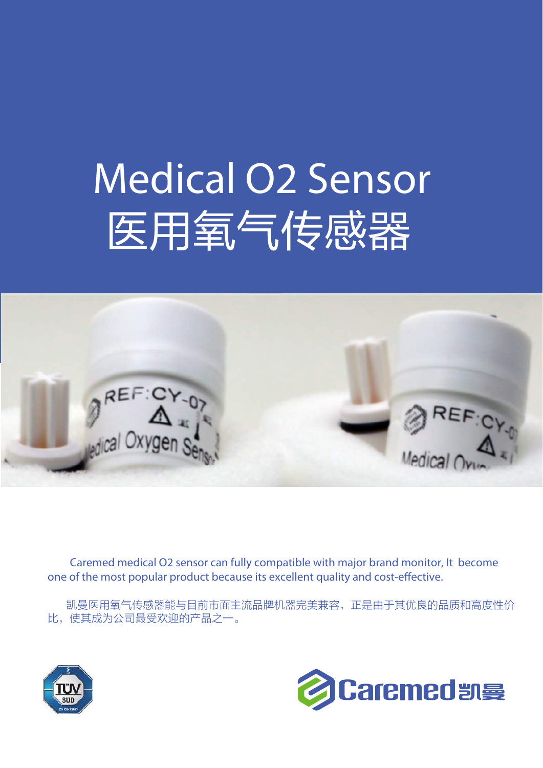# Medical O2 Sensor
# 医用氧气传感器

Caremed medical O2 sensor can fully compatible with major brand monitor, It become one of the most popular product because its excellent quality and cost-effective.

凯曼医用氧气传感器能与目前市面主流品牌机器完美兼容，正是由于其优良的品质和高度性价比，使其成为公司最受欢迎的产品之一。

Caremed凯曼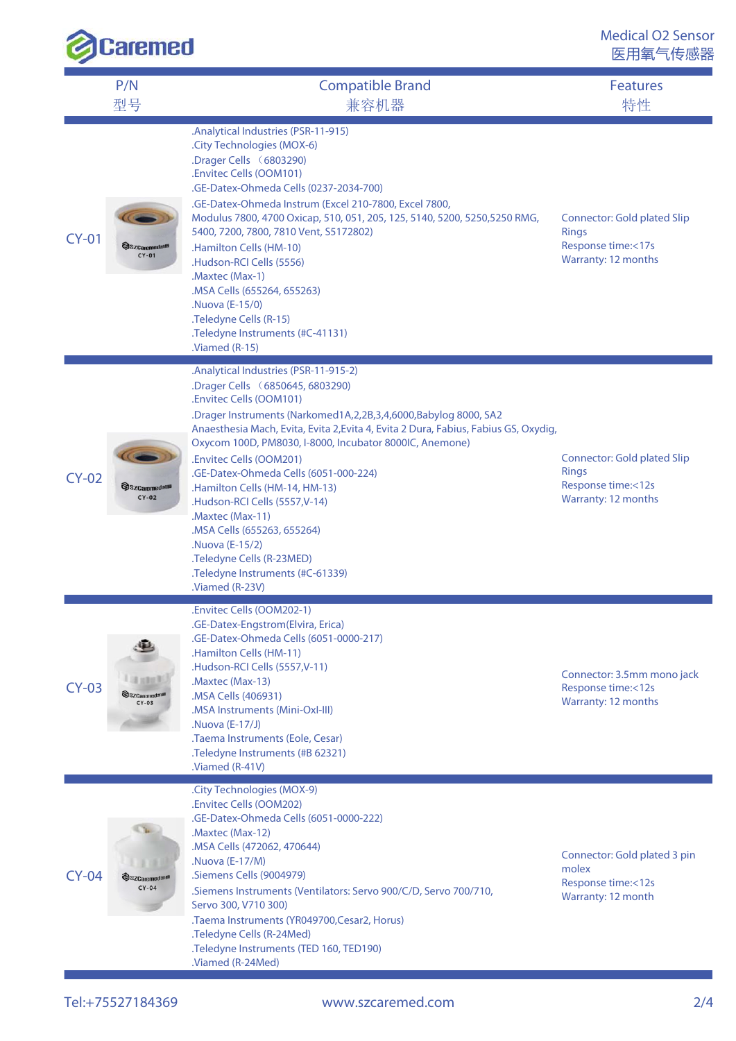Medical O2 Sensor
医用氧气传感器

| P/N 型号 | Compatible Brand 兼容机器 | Features 特性 |
|---|---|---|
| CY-01 | .Analytical Industries (PSR-11-915)<br>.City Technologies (MOX-6)<br>.Drager Cells （6803290)<br>.Envitec Cells (OOM101)<br>.GE-Datex-Ohmeda Cells (0237-2034-700)<br>.GE-Datex-Ohmeda Instrum (Excel 210-7800, Excel 7800, Modulus 7800, 4700 Oxicap, 510, 051, 205, 125, 5140, 5200, 5250,5250 RMG, 5400, 7200, 7800, 7810 Vent, S5172802)<br>.Hamilton Cells (HM-10)<br>.Hudson-RCI Cells (5556)<br>.Maxtec (Max-1)<br>.MSA Cells (655264, 655263)<br>.Nuova (E-15/0)<br>.Teledyne Cells (R-15)<br>.Teledyne Instruments (#C-41131)<br>.Viamed (R-15) | Connector: Gold plated Slip Rings<br>Response time:<17s<br>Warranty: 12 months |
| CY-02 | .Analytical Industries (PSR-11-915-2)<br>.Drager Cells （6850645, 6803290)<br>.Envitec Cells (OOM101)<br>.Drager Instruments (Narkomed1A,2,2B,3,4,6000,Babylog 8000, SA2 Anaesthesia Mach, Evita, Evita 2,Evita 4, Evita 2 Dura, Fabius, Fabius GS, Oxydig, Oxycom 100D, PM8030, I-8000, Incubator 8000IC, Anemone)<br>.Envitec Cells (OOM201)<br>.GE-Datex-Ohmeda Cells (6051-000-224)<br>.Hamilton Cells (HM-14, HM-13)<br>.Hudson-RCI Cells (5557,V-14)<br>.Maxtec (Max-11)<br>.MSA Cells (655263, 655264)<br>.Nuova (E-15/2)<br>.Teledyne Cells (R-23MED)<br>.Teledyne Instruments (#C-61339)<br>.Viamed (R-23V) | Connector: Gold plated Slip Rings<br>Response time:<12s<br>Warranty: 12 months |
| CY-03 | .Envitec Cells (OOM202-1)<br>.GE-Datex-Engstrom(Elvira, Erica)<br>.GE-Datex-Ohmeda Cells (6051-0000-217)<br>.Hamilton Cells (HM-11)<br>.Hudson-RCI Cells (5557,V-11)<br>.Maxtec (Max-13)<br>.MSA Cells (406931)<br>.MSA Instruments (Mini-Oxl-III)<br>.Nuova (E-17/J)<br>.Taema Instruments (Eole, Cesar)<br>.Teledyne Instruments (#B 62321)<br>.Viamed (R-41V) | Connector: 3.5mm mono jack<br>Response time:<12s<br>Warranty: 12 months |
| CY-04 | .City Technologies (MOX-9)<br>.Envitec Cells (OOM202)<br>.GE-Datex-Ohmeda Cells (6051-0000-222)<br>.Maxtec (Max-12)<br>.MSA Cells (472062, 470644)<br>.Nuova (E-17/M)<br>.Siemens Cells (9004979)<br>.Siemens Instruments (Ventilators: Servo 900/C/D, Servo 700/710, Servo 300, V710 300)<br>.Taema Instruments (YR049700,Cesar2, Horus)<br>.Teledyne Cells (R-24Med)<br>.Teledyne Instruments (TED 160, TED190)<br>.Viamed (R-24Med) | Connector: Gold plated 3 pin molex<br>Response time:<12s<br>Warranty: 12 month |

Tel:+75527184369 www.szcaremed.com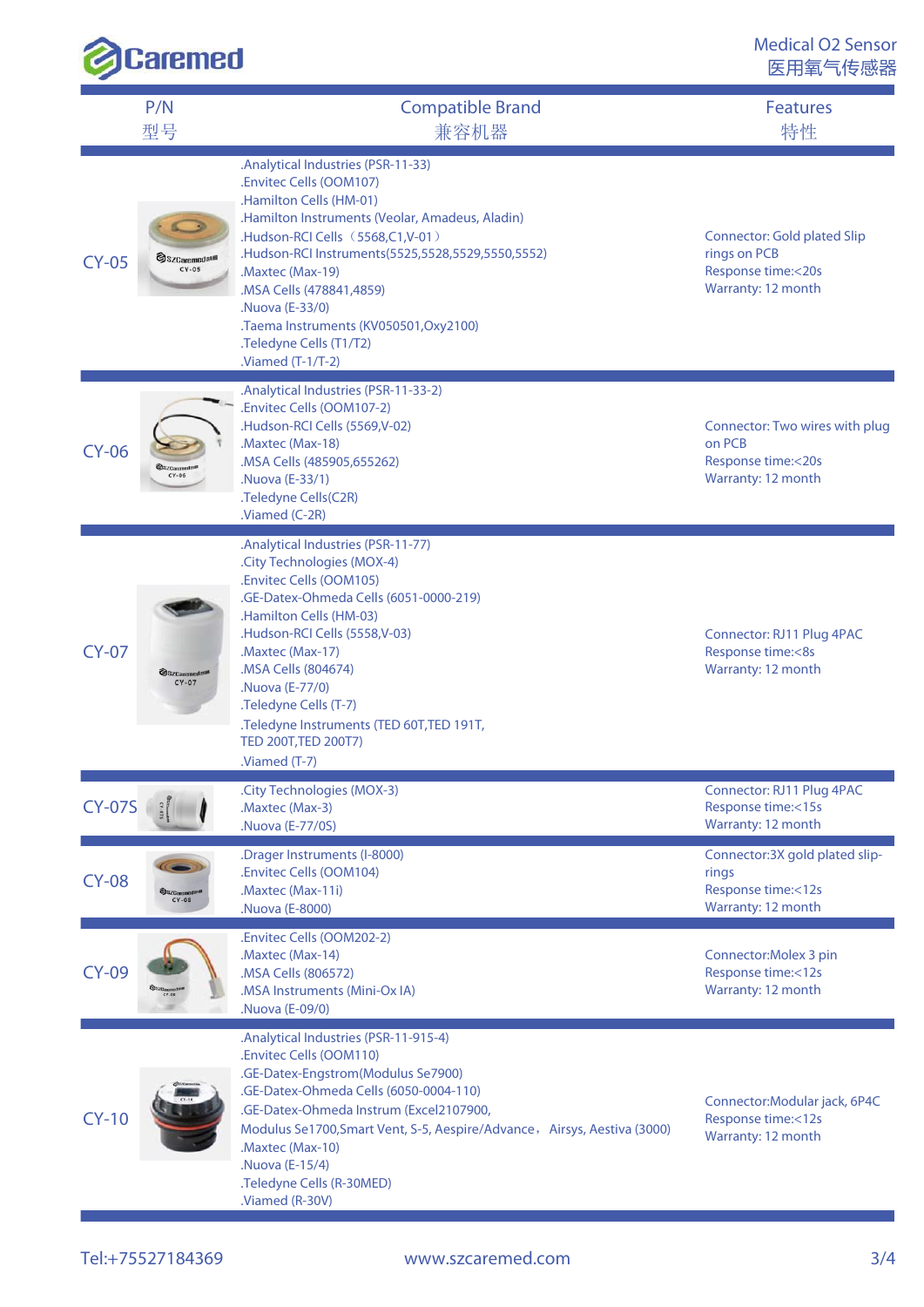| P/N 型号 | Compatible Brand 兼容机器 | Features 特性 |
|---|---|---|
| CY-05 | .Analytical Industries (PSR-11-33)<br>.Envitec Cells (OOM107)<br>.Hamilton Cells (HM-01)<br>.Hamilton Instruments (Veolar, Amadeus, Aladin)<br>.Hudson-RCI Cells（5568,C1,V-01）<br>.Hudson-RCI Instruments(5525,5528,5529,5550,5552)<br>.Maxtec (Max-19)<br>.MSA Cells (478841,4859)<br>.Nuova (E-33/0)<br>.Taema Instruments (KV050501,Oxy2100)<br>.Teledyne Cells (T1/T2)<br>.Viamed (T-1/T-2) | Connector: Gold plated Slip rings on PCB<br>Response time:<20s<br>Warranty: 12 month |
| CY-06 | .Analytical Industries (PSR-11-33-2)<br>.Envitec Cells (OOM107-2)<br>.Hudson-RCI Cells (5569,V-02)<br>.Maxtec (Max-18)<br>.MSA Cells (485905,655262)<br>.Nuova (E-33/1)<br>.Teledyne Cells(C2R)<br>.Viamed (C-2R) | Connector: Two wires with plug on PCB<br>Response time:<20s<br>Warranty: 12 month |
| CY-07 | .Analytical Industries (PSR-11-77)<br>.City Technologies (MOX-4)<br>.Envitec Cells (OOM105)<br>.GE-Datex-Ohmeda Cells (6051-0000-219)<br>.Hamilton Cells (HM-03)<br>.Hudson-RCI Cells (5558,V-03)<br>.Maxtec (Max-17)<br>.MSA Cells (804674)<br>.Nuova (E-77/0)<br>.Teledyne Cells (T-7)<br>.Teledyne Instruments (TED 60T,TED 191T, TED 200T,TED 200T7)<br>.Viamed (T-7) | Connector: RJ11 Plug 4PAC<br>Response time:<8s<br>Warranty: 12 month |
| CY-07S | .City Technologies (MOX-3)<br>.Maxtec (Max-3)<br>.Nuova (E-77/0S) | Connector: RJ11 Plug 4PAC<br>Response time:<15s<br>Warranty: 12 month |
| CY-08 | .Drager Instruments (I-8000)<br>.Envitec Cells (OOM104)<br>.Maxtec (Max-11i)<br>.Nuova (E-8000) | Connector:3X gold plated slip-rings<br>Response time:<12s<br>Warranty: 12 month |
| CY-09 | .Envitec Cells (OOM202-2)<br>.Maxtec (Max-14)<br>.MSA Cells (806572)<br>.MSA Instruments (Mini-Ox IA)<br>.Nuova (E-09/0) | Connector:Molex 3 pin<br>Response time:<12s<br>Warranty: 12 month |
| CY-10 | .Analytical Industries (PSR-11-915-4)<br>.Envitec Cells (OOM110)<br>.GE-Datex-Engstrom(Modulus Se7900)<br>.GE-Datex-Ohmeda Cells (6050-0004-110)<br>.GE-Datex-Ohmeda Instrum (Excel2107900, Modulus Se1700,Smart Vent, S-5, Aespire/Advance，Airsys, Aestiva (3000)<br>.Maxtec (Max-10)<br>.Nuova (E-15/4)<br>.Teledyne Cells (R-30MED)<br>.Viamed (R-30V) | Connector:Modular jack, 6P4C<br>Response time:<12s<br>Warranty: 12 month |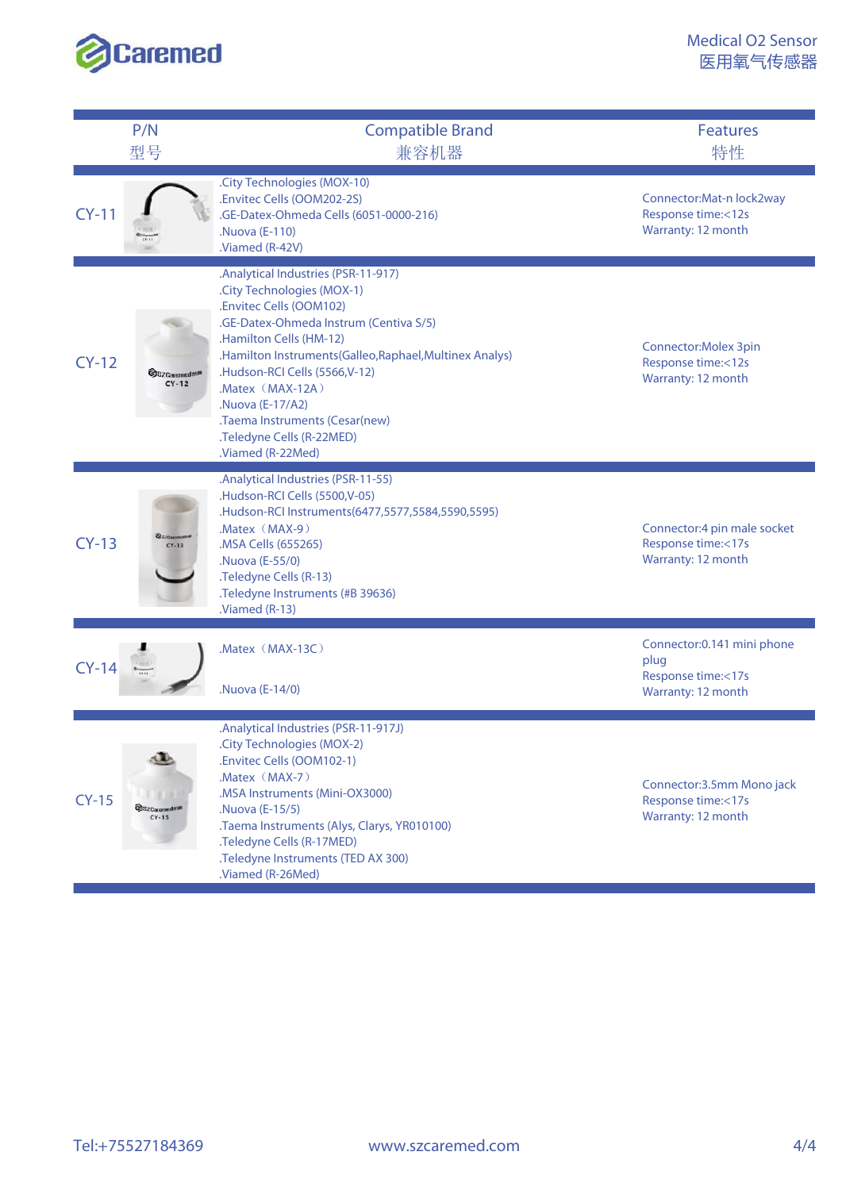| P/N 型号 | Compatible Brand 兼容机器 | Features 特性 |
|---|---|---|
| CY-11 | .City Technologies (MOX-10)<br>.Envitec Cells (OOM202-2S)<br>.GE-Datex-Ohmeda Cells (6051-0000-216)<br>.Nuova (E-110)<br>.Viamed (R-42V) | Connector:Mat-n lock2way<br>Response time:<12s<br>Warranty: 12 month |
| CY-12 | .Analytical Industries (PSR-11-917)<br>.City Technologies (MOX-1)<br>.Envitec Cells (OOM102)<br>.GE-Datex-Ohmeda Instrum (Centiva S/5)<br>.Hamilton Cells (HM-12)<br>.Hamilton Instruments(Galleo,Raphael,Multinex Analys)<br>.Hudson-RCI Cells (5566,V-12)<br>.Matex（MAX-12A）<br>.Nuova (E-17/A2)<br>.Taema Instruments (Cesar(new)<br>.Teledyne Cells (R-22MED)<br>.Viamed (R-22Med) | Connector:Molex 3pin<br>Response time:<12s<br>Warranty: 12 month |
| CY-13 | .Analytical Industries (PSR-11-55)<br>.Hudson-RCI Cells (5500,V-05)<br>.Hudson-RCI Instruments(6477,5577,5584,5590,5595)<br>.Matex（MAX-9）<br>.MSA Cells (655265)<br>.Nuova (E-55/0)<br>.Teledyne Cells (R-13)<br>.Teledyne Instruments (#B 39636)<br>.Viamed (R-13) | Connector:4 pin male socket<br>Response time:<17s<br>Warranty: 12 month |
| CY-14 | .Matex（MAX-13C）<br>.Nuova (E-14/0) | Connector:0.141 mini phone plug<br>Response time:<17s<br>Warranty: 12 month |
| CY-15 | .Analytical Industries (PSR-11-917J)<br>.City Technologies (MOX-2)<br>.Envitec Cells (OOM102-1)<br>.Matex（MAX-7）<br>.MSA Instruments (Mini-OX3000)<br>.Nuova (E-15/5)<br>.Taema Instruments (Alys, Clarys, YR010100)<br>.Teledyne Cells (R-17MED)<br>.Teledyne Instruments (TED AX 300)<br>.Viamed (R-26Med) | Connector:3.5mm Mono jack<br>Response time:<17s<br>Warranty: 12 month |

Tel:+75527184369

www.szcaremed.com